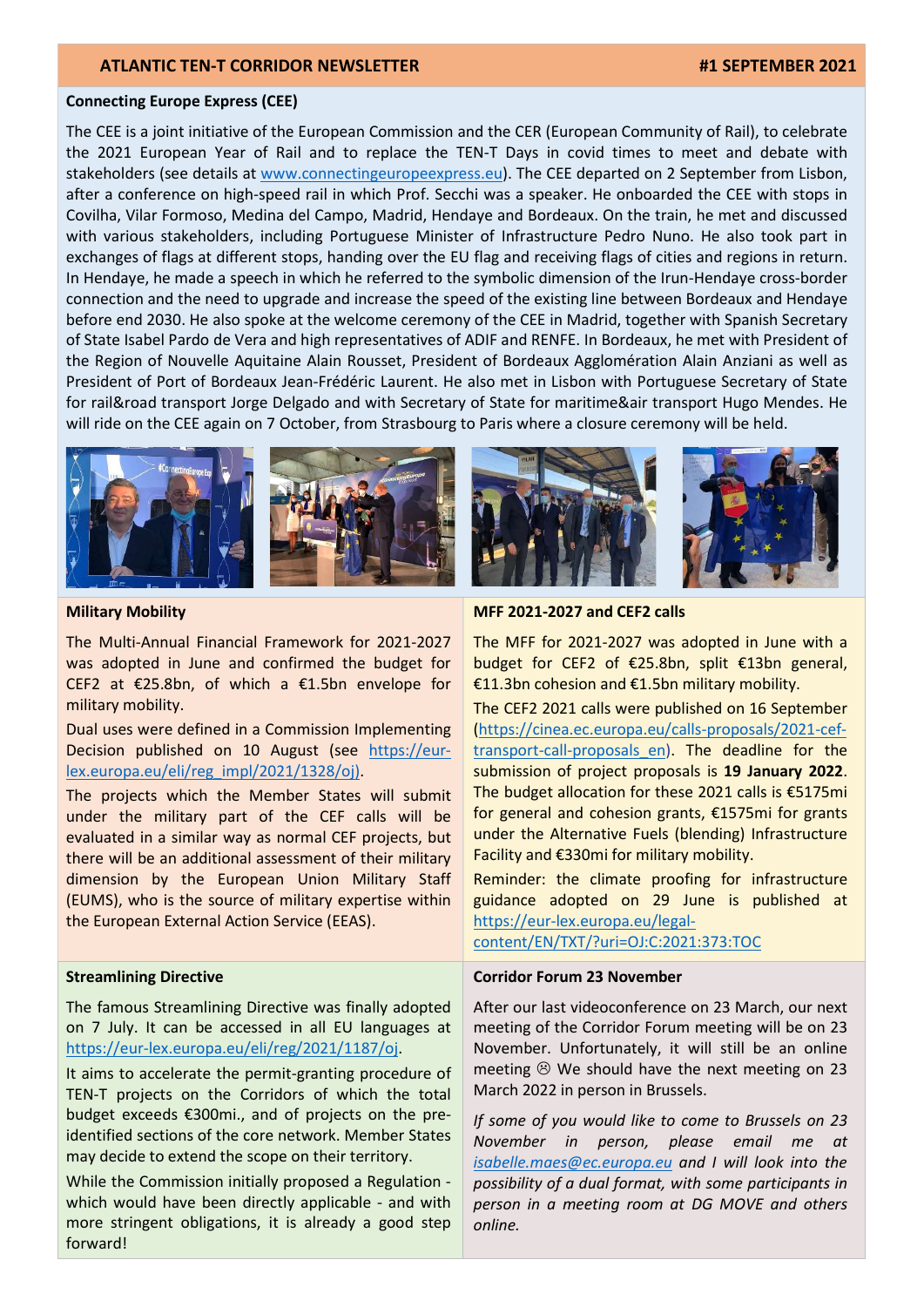# ATLANTIC TEN-T CORRIDOR NEWSLETTER

**#1 SEPTEMBER 2021**

## Connecting Europe Express (CEE)

The CEE is a joint initiative of the European Commission and the CER (European Community of Rail), to celebrate the 2021 European Year of Rail and to replace the TEN-T Days in covid times to meet and debate with stakeholders (see details at www.connectingeuropeexpress.eu). The CEE departed on 2 September from Lisbon, after a conference on high-speed rail in which Prof. Secchi was a speaker. He onboarded the CEE with stops in Covilha, Vilar Formoso, Medina del Campo, Madrid, Hendaye and Bordeaux. On the train, he met and discussed with various stakeholders, including Portuguese Minister of Infrastructure Pedro Nuno. He also took part in exchanges of flags at different stops, handing over the EU flag and receiving flags of cities and regions in return. In Hendaye, he made a speech in which he referred to the symbolic dimension of the Irun-Hendaye cross-border connection and the need to upgrade and increase the speed of the existing line between Bordeaux and Hendaye before end 2030. He also spoke at the welcome ceremony of the CEE in Madrid, together with Spanish Secretary of State Isabel Pardo de Vera and high representatives of ADIF and RENFE. In Bordeaux, he met with President of the Region of Nouvelle Aquitaine Alain Rousset, President of Bordeaux Agglomération Alain Anziani as well as President of Port of Bordeaux Jean-Frédéric Laurent. He also met in Lisbon with Portuguese Secretary of State for rail&road transport Jorge Delgado and with Secretary of State for maritime&air transport Hugo Mendes. He will ride on the CEE again on 7 October, from Strasbourg to Paris where a closure ceremony will be held.

## Military Mobility

The Multi-Annual Financial Framework for 2021-2027 was adopted in June and confirmed the budget for CEF2 at €25.8bn, of which a €1.5bn envelope for military mobility.

Dual uses were defined in a Commission Implementing Decision published on 10 August (see https://eur-lex.europa.eu/eli/reg_impl/2021/1328/oj).

The projects which the Member States will submit under the military part of the CEF calls will be evaluated in a similar way as normal CEF projects, but there will be an additional assessment of their military dimension by the European Union Military Staff (EUMS), who is the source of military expertise within the European External Action Service (EEAS).

## MFF 2021-2027 and CEF2 calls

The MFF for 2021-2027 was adopted in June with a budget for CEF2 of €25.8bn, split €13bn general, €11.3bn cohesion and €1.5bn military mobility.

The CEF2 2021 calls were published on 16 September (https://cinea.ec.europa.eu/calls-proposals/2021-cef-transport-call-proposals_en). The deadline for the submission of project proposals is **19 January 2022**. The budget allocation for these 2021 calls is €5175mi for general and cohesion grants, €1575mi for grants under the Alternative Fuels (blending) Infrastructure Facility and €330mi for military mobility.

Reminder: the climate proofing for infrastructure guidance adopted on 29 June is published at https://eur-lex.europa.eu/legal-content/EN/TXT/?uri=OJ:C:2021:373:TOC

## Streamlining Directive

The famous Streamlining Directive was finally adopted on 7 July. It can be accessed in all EU languages at https://eur-lex.europa.eu/eli/reg/2021/1187/oj.

It aims to accelerate the permit-granting procedure of TEN-T projects on the Corridors of which the total budget exceeds €300mi., and of projects on the pre-identified sections of the core network. Member States may decide to extend the scope on their territory.

While the Commission initially proposed a Regulation - which would have been directly applicable - and with more stringent obligations, it is already a good step forward!

## Corridor Forum 23 November

After our last videoconference on 23 March, our next meeting of the Corridor Forum meeting will be on 23 November. Unfortunately, it will still be an online meeting ☹ We should have the next meeting on 23 March 2022 in person in Brussels.

*If some of you would like to come to Brussels on 23 November in person, please email me at isabelle.maes@ec.europa.eu and I will look into the possibility of a dual format, with some participants in person in a meeting room at DG MOVE and others online.*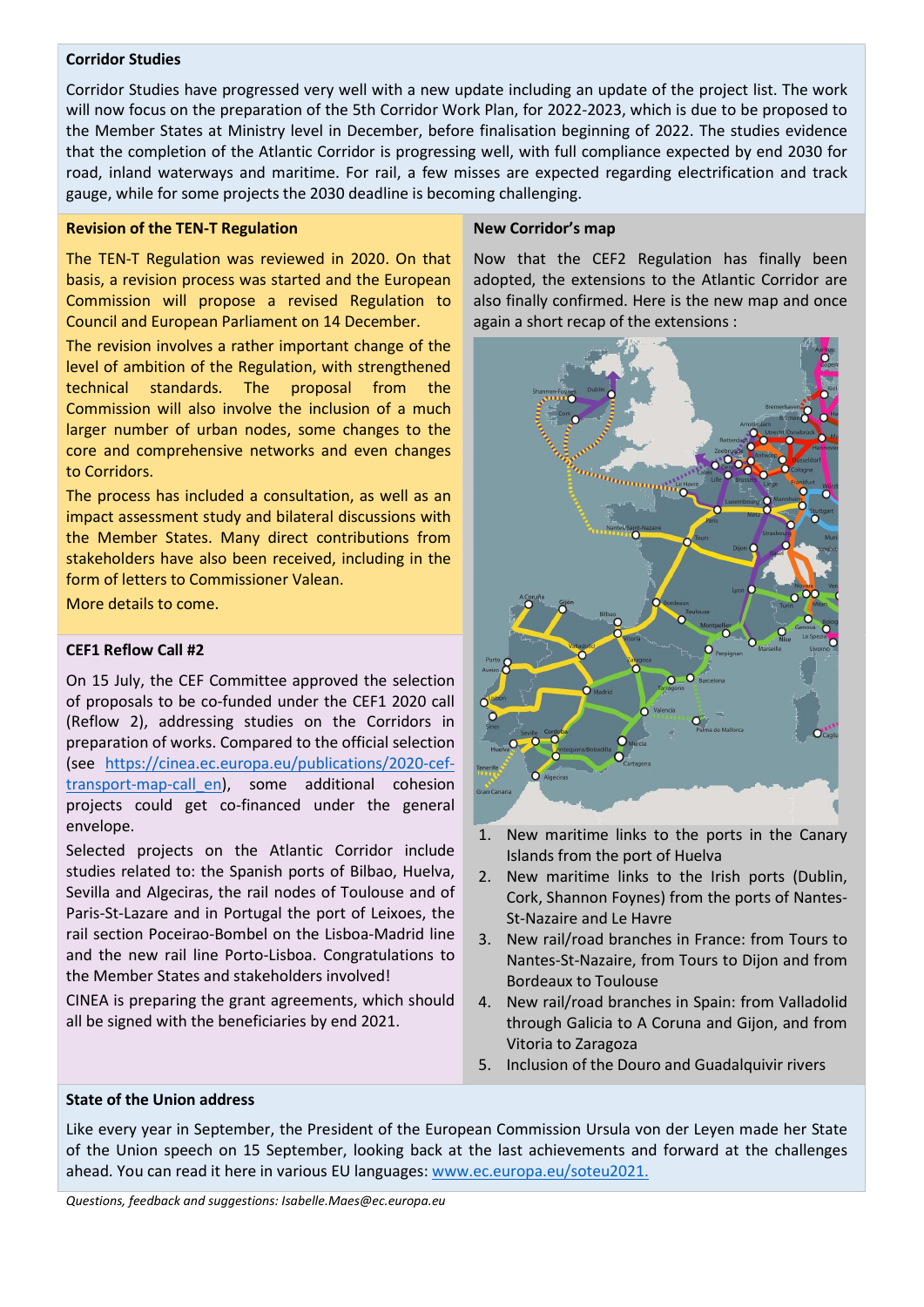## Corridor Studies

Corridor Studies have progressed very well with a new update including an update of the project list. The work will now focus on the preparation of the 5th Corridor Work Plan, for 2022-2023, which is due to be proposed to the Member States at Ministry level in December, before finalisation beginning of 2022. The studies evidence that the completion of the Atlantic Corridor is progressing well, with full compliance expected by end 2030 for road, inland waterways and maritime. For rail, a few misses are expected regarding electrification and track gauge, while for some projects the 2030 deadline is becoming challenging.

## Revision of the TEN-T Regulation

The TEN-T Regulation was reviewed in 2020. On that basis, a revision process was started and the European Commission will propose a revised Regulation to Council and European Parliament on 14 December.

The revision involves a rather important change of the level of ambition of the Regulation, with strengthened technical standards. The proposal from the Commission will also involve the inclusion of a much larger number of urban nodes, some changes to the core and comprehensive networks and even changes to Corridors.

The process has included a consultation, as well as an impact assessment study and bilateral discussions with the Member States. Many direct contributions from stakeholders have also been received, including in the form of letters to Commissioner Valean.

More details to come.

## CEF1 Reflow Call #2

On 15 July, the CEF Committee approved the selection of proposals to be co-funded under the CEF1 2020 call (Reflow 2), addressing studies on the Corridors in preparation of works. Compared to the official selection (see https://cinea.ec.europa.eu/publications/2020-cef-transport-map-call_en), some additional cohesion projects could get co-financed under the general envelope.

Selected projects on the Atlantic Corridor include studies related to: the Spanish ports of Bilbao, Huelva, Sevilla and Algeciras, the rail nodes of Toulouse and of Paris-St-Lazare and in Portugal the port of Leixoes, the rail section Poceirao-Bombel on the Lisboa-Madrid line and the new rail line Porto-Lisboa. Congratulations to the Member States and stakeholders involved!

CINEA is preparing the grant agreements, which should all be signed with the beneficiaries by end 2021.

## New Corridor's map

Now that the CEF2 Regulation has finally been adopted, the extensions to the Atlantic Corridor are also finally confirmed. Here is the new map and once again a short recap of the extensions :

1. New maritime links to the ports in the Canary Islands from the port of Huelva
2. New maritime links to the Irish ports (Dublin, Cork, Shannon Foynes) from the ports of Nantes-St-Nazaire and Le Havre
3. New rail/road branches in France: from Tours to Nantes-St-Nazaire, from Tours to Dijon and from Bordeaux to Toulouse
4. New rail/road branches in Spain: from Valladolid through Galicia to A Coruna and Gijon, and from Vitoria to Zaragoza
5. Inclusion of the Douro and Guadalquivir rivers

## State of the Union address

Like every year in September, the President of the European Commission Ursula von der Leyen made her State of the Union speech on 15 September, looking back at the last achievements and forward at the challenges ahead. You can read it here in various EU languages: www.ec.europa.eu/soteu2021.

*Questions, feedback and suggestions: Isabelle.Maes@ec.europa.eu*